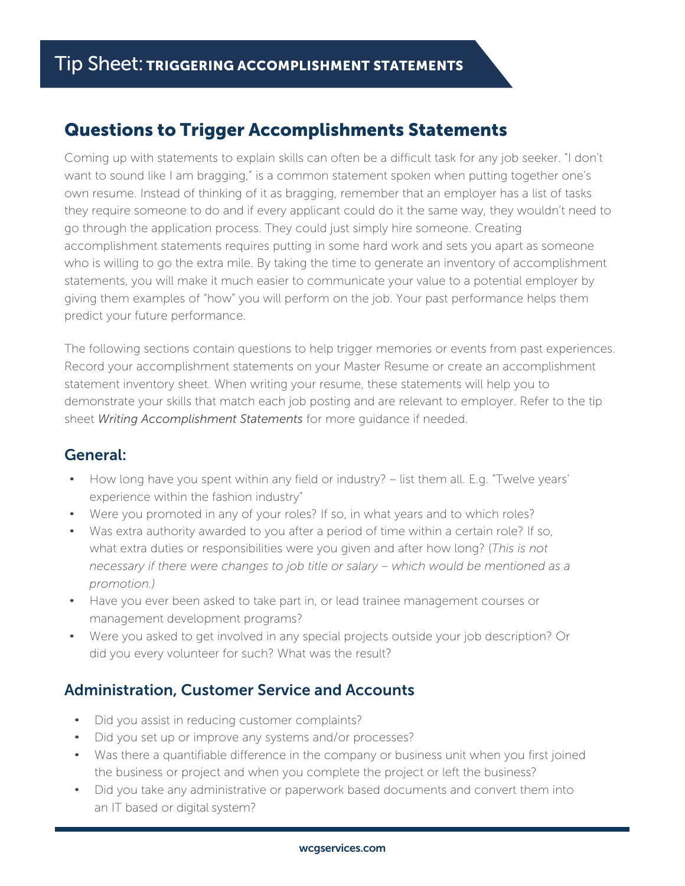# Tip Sheet: TRIGGERING ACCOMPLISHMENT STATEMENTS

## Questions to Trigger Accomplishments Statements

Coming up with statements to explain skills can often be a difficult task for any job seeker. "I don't want to sound like I am bragging," is a common statement spoken when putting together one's own resume. Instead of thinking of it as bragging, remember that an employer has a list of tasks they require someone to do and if every applicant could do it the same way, they wouldn't need to go through the application process. They could just simply hire someone. Creating accomplishment statements requires putting in some hard work and sets you apart as someone who is willing to go the extra mile. By taking the time to generate an inventory of accomplishment statements, you will make it much easier to communicate your value to a potential employer by giving them examples of "how" you will perform on the job. Your past performance helps them predict your future performance.

The following sections contain questions to help trigger memories or events from past experiences. Record your accomplishment statements on your Master Resume or create an accomplishment statement inventory sheet. When writing your resume, these statements will help you to demonstrate your skills that match each job posting and are relevant to employer. Refer to the tip sheet *Writing Accomplishment Statements* for more guidance if needed.

### General:

- How long have you spent within any field or industry? – list them all. E.g. "Twelve years' experience within the fashion industry"
- Were you promoted in any of your roles? If so, in what years and to which roles?
- Was extra authority awarded to you after a period of time within a certain role? If so, what extra duties or responsibilities were you given and after how long? (*This is not necessary if there were changes to job title or salary – which would be mentioned as a promotion.)*
- Have you ever been asked to take part in, or lead trainee management courses or management development programs?
- Were you asked to get involved in any special projects outside your job description? Or did you every volunteer for such? What was the result?

### Administration, Customer Service and Accounts

- Did you assist in reducing customer complaints?
- Did you set up or improve any systems and/or processes?
- Was there a quantifiable difference in the company or business unit when you first joined the business or project and when you complete the project or left the business?
- Did you take any administrative or paperwork based documents and convert them into an IT based or digital system?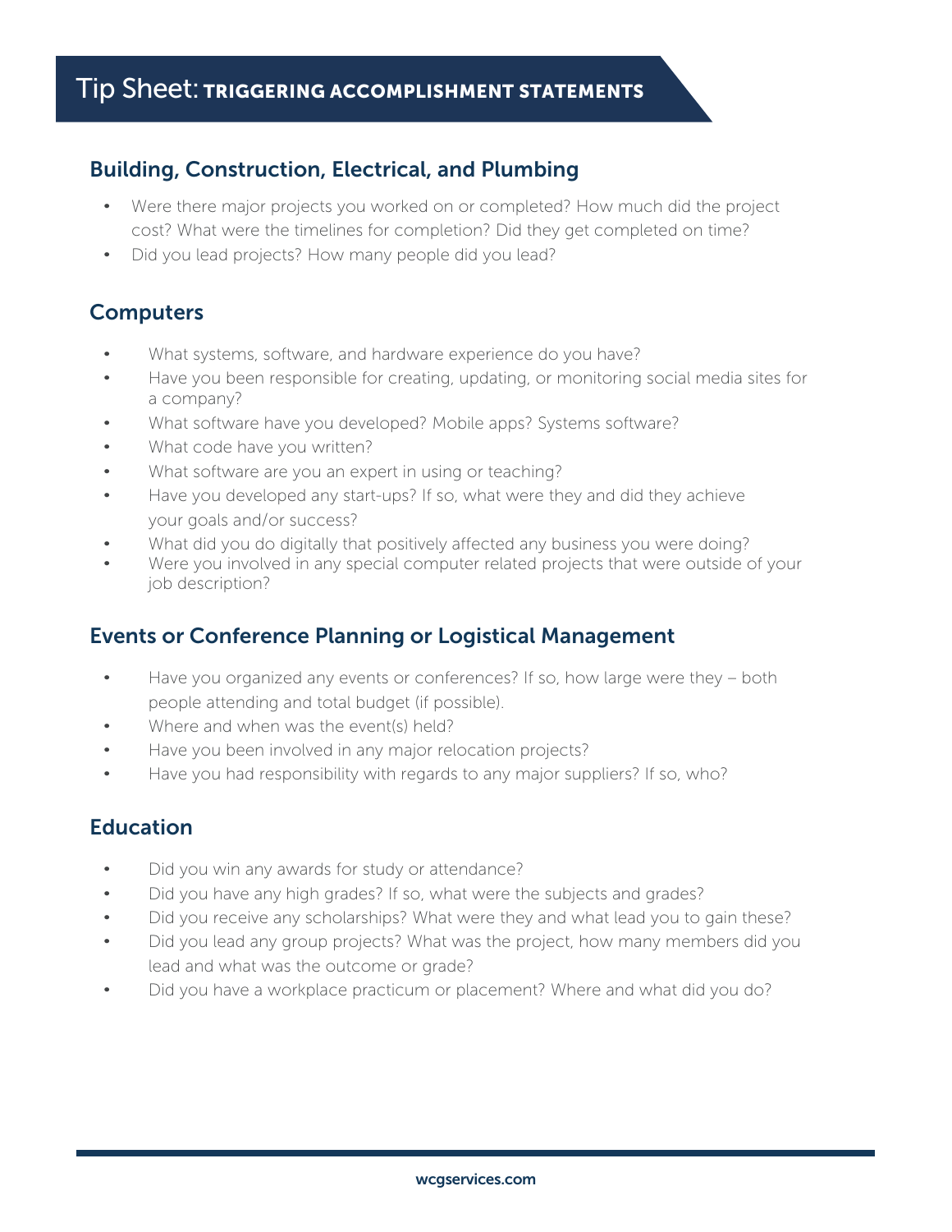# Tip Sheet: TRIGGERING ACCOMPLISHMENT STATEMENTS

## Building, Construction, Electrical, and Plumbing

- Were there major projects you worked on or completed? How much did the project cost? What were the timelines for completion? Did they get completed on time?
- Did you lead projects? How many people did you lead?

## Computers

- What systems, software, and hardware experience do you have?
- Have you been responsible for creating, updating, or monitoring social media sites for a company?
- What software have you developed? Mobile apps? Systems software?
- What code have you written?
- What software are you an expert in using or teaching?
- Have you developed any start-ups? If so, what were they and did they achieve your goals and/or success?
- What did you do digitally that positively affected any business you were doing?
- Were you involved in any special computer related projects that were outside of your job description?

## Events or Conference Planning or Logistical Management

- Have you organized any events or conferences? If so, how large were they – both people attending and total budget (if possible).
- Where and when was the event(s) held?
- Have you been involved in any major relocation projects?
- Have you had responsibility with regards to any major suppliers? If so, who?

## Education

- Did you win any awards for study or attendance?
- Did you have any high grades? If so, what were the subjects and grades?
- Did you receive any scholarships? What were they and what lead you to gain these?
- Did you lead any group projects? What was the project, how many members did you lead and what was the outcome or grade?
- Did you have a workplace practicum or placement? Where and what did you do?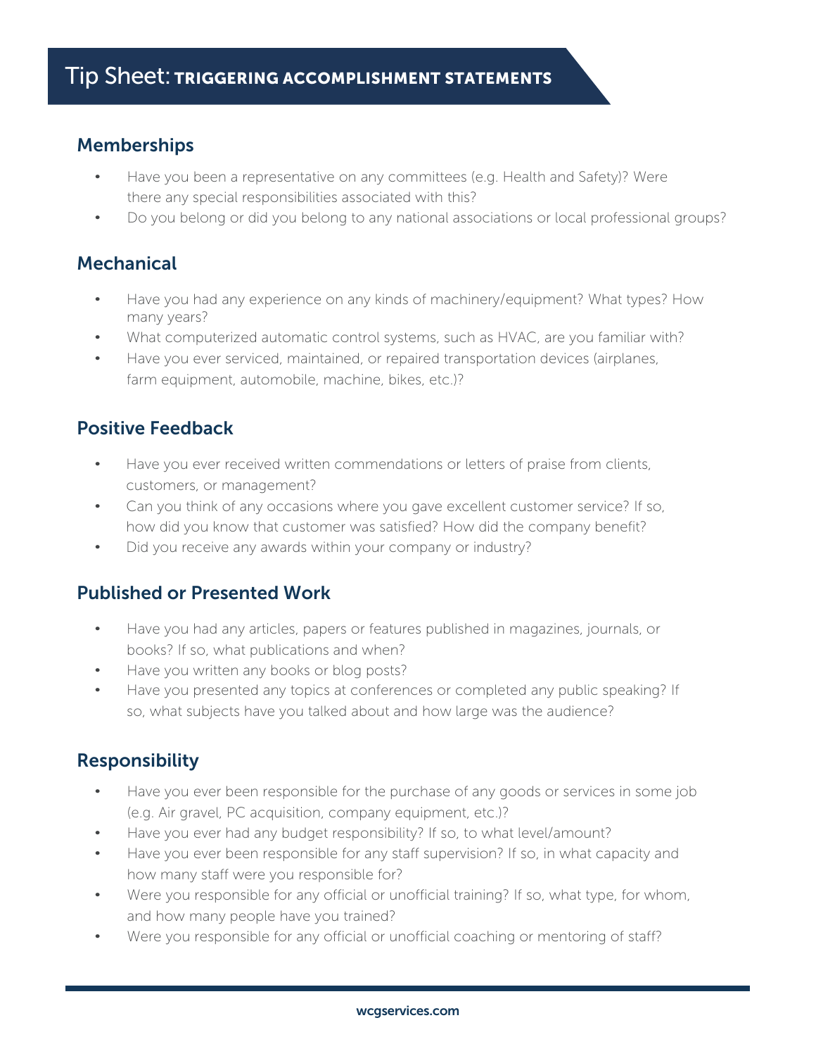# Tip Sheet: TRIGGERING ACCOMPLISHMENT STATEMENTS

## Memberships

- Have you been a representative on any committees (e.g. Health and Safety)? Were there any special responsibilities associated with this?
- Do you belong or did you belong to any national associations or local professional groups?

## Mechanical

- Have you had any experience on any kinds of machinery/equipment? What types? How many years?
- What computerized automatic control systems, such as HVAC, are you familiar with?
- Have you ever serviced, maintained, or repaired transportation devices (airplanes, farm equipment, automobile, machine, bikes, etc.)?

## Positive Feedback

- Have you ever received written commendations or letters of praise from clients, customers, or management?
- Can you think of any occasions where you gave excellent customer service? If so, how did you know that customer was satisfied? How did the company benefit?
- Did you receive any awards within your company or industry?

## Published or Presented Work

- Have you had any articles, papers or features published in magazines, journals, or books? If so, what publications and when?
- Have you written any books or blog posts?
- Have you presented any topics at conferences or completed any public speaking? If so, what subjects have you talked about and how large was the audience?

## Responsibility

- Have you ever been responsible for the purchase of any goods or services in some job (e.g. Air gravel, PC acquisition, company equipment, etc.)?
- Have you ever had any budget responsibility? If so, to what level/amount?
- Have you ever been responsible for any staff supervision? If so, in what capacity and how many staff were you responsible for?
- Were you responsible for any official or unofficial training? If so, what type, for whom, and how many people have you trained?
- Were you responsible for any official or unofficial coaching or mentoring of staff?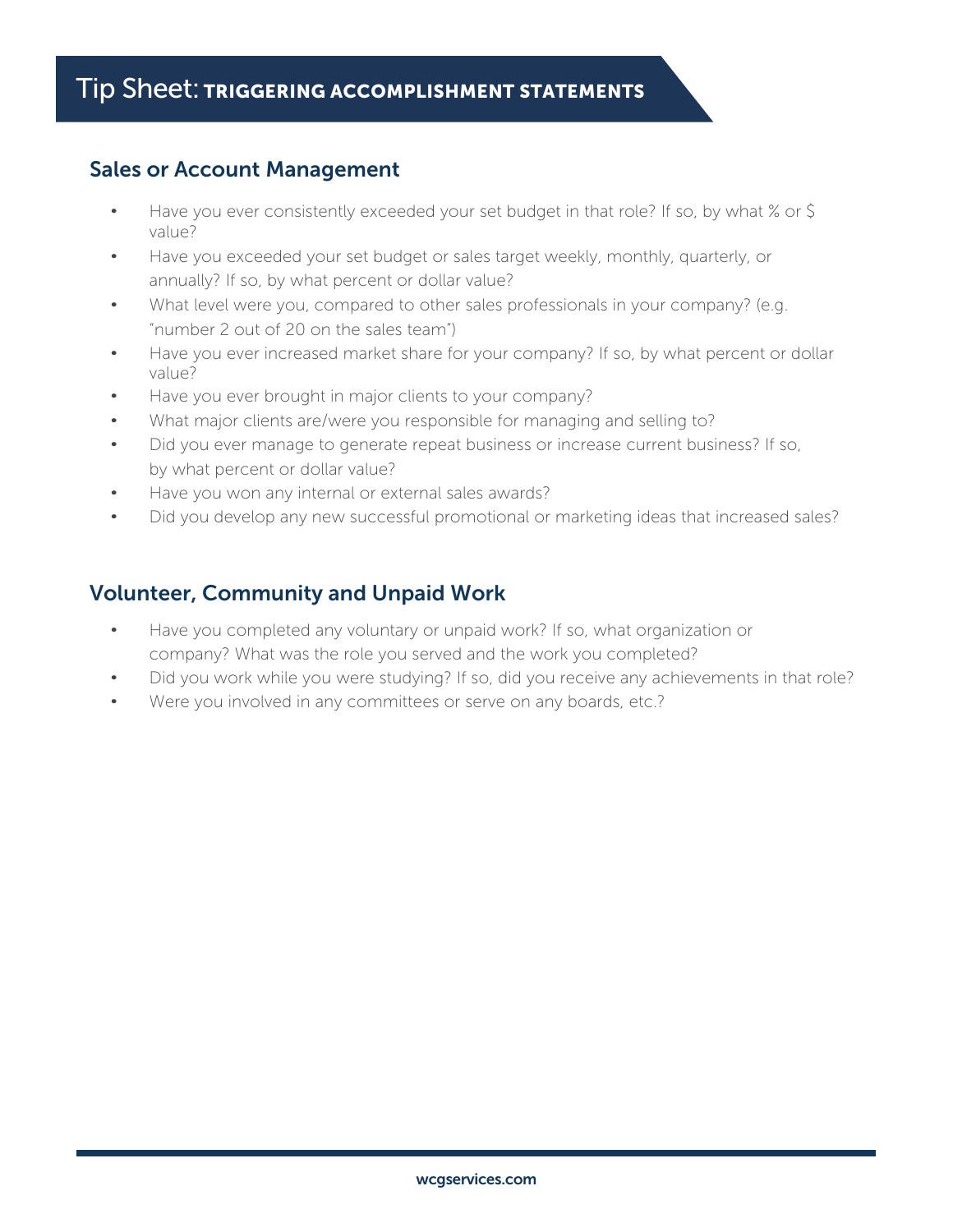# Tip Sheet: TRIGGERING ACCOMPLISHMENT STATEMENTS

## Sales or Account Management

- Have you ever consistently exceeded your set budget in that role? If so, by what % or $ value?
- Have you exceeded your set budget or sales target weekly, monthly, quarterly, or annually? If so, by what percent or dollar value?
- What level were you, compared to other sales professionals in your company? (e.g. "number 2 out of 20 on the sales team")
- Have you ever increased market share for your company? If so, by what percent or dollar value?
- Have you ever brought in major clients to your company?
- What major clients are/were you responsible for managing and selling to?
- Did you ever manage to generate repeat business or increase current business? If so, by what percent or dollar value?
- Have you won any internal or external sales awards?
- Did you develop any new successful promotional or marketing ideas that increased sales?

## Volunteer, Community and Unpaid Work

- Have you completed any voluntary or unpaid work? If so, what organization or company? What was the role you served and the work you completed?
- Did you work while you were studying? If so, did you receive any achievements in that role?
- Were you involved in any committees or serve on any boards, etc.?